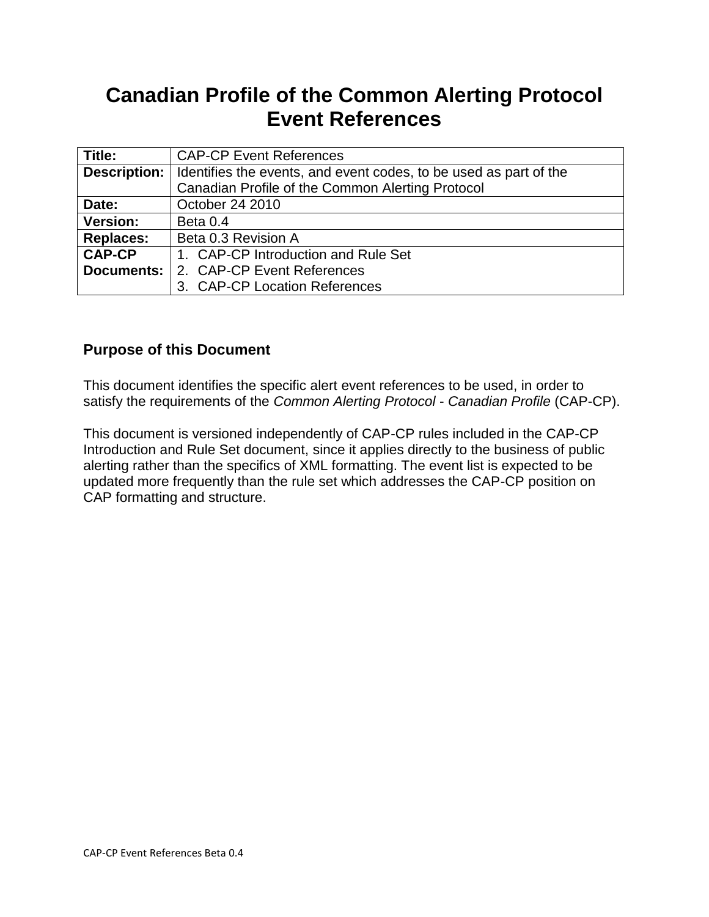# Canadian Profile of the Common Alerting Protocol Event References

| **Title:** | CAP-CP Event References |
|---|---|
| **Description:** | Identifies the events, and event codes, to be used as part of the Canadian Profile of the Common Alerting Protocol |
| **Date:** | October 24 2010 |
| **Version:** | Beta 0.4 |
| **Replaces:** | Beta 0.3 Revision A |
| **CAP-CP Documents:** | 1. CAP-CP Introduction and Rule Set<br>2. CAP-CP Event References<br>3. CAP-CP Location References |

## Purpose of this Document

This document identifies the specific alert event references to be used, in order to satisfy the requirements of the *Common Alerting Protocol* - *Canadian Profile* (CAP-CP).

This document is versioned independently of CAP-CP rules included in the CAP-CP Introduction and Rule Set document, since it applies directly to the business of public alerting rather than the specifics of XML formatting. The event list is expected to be updated more frequently than the rule set which addresses the CAP-CP position on CAP formatting and structure.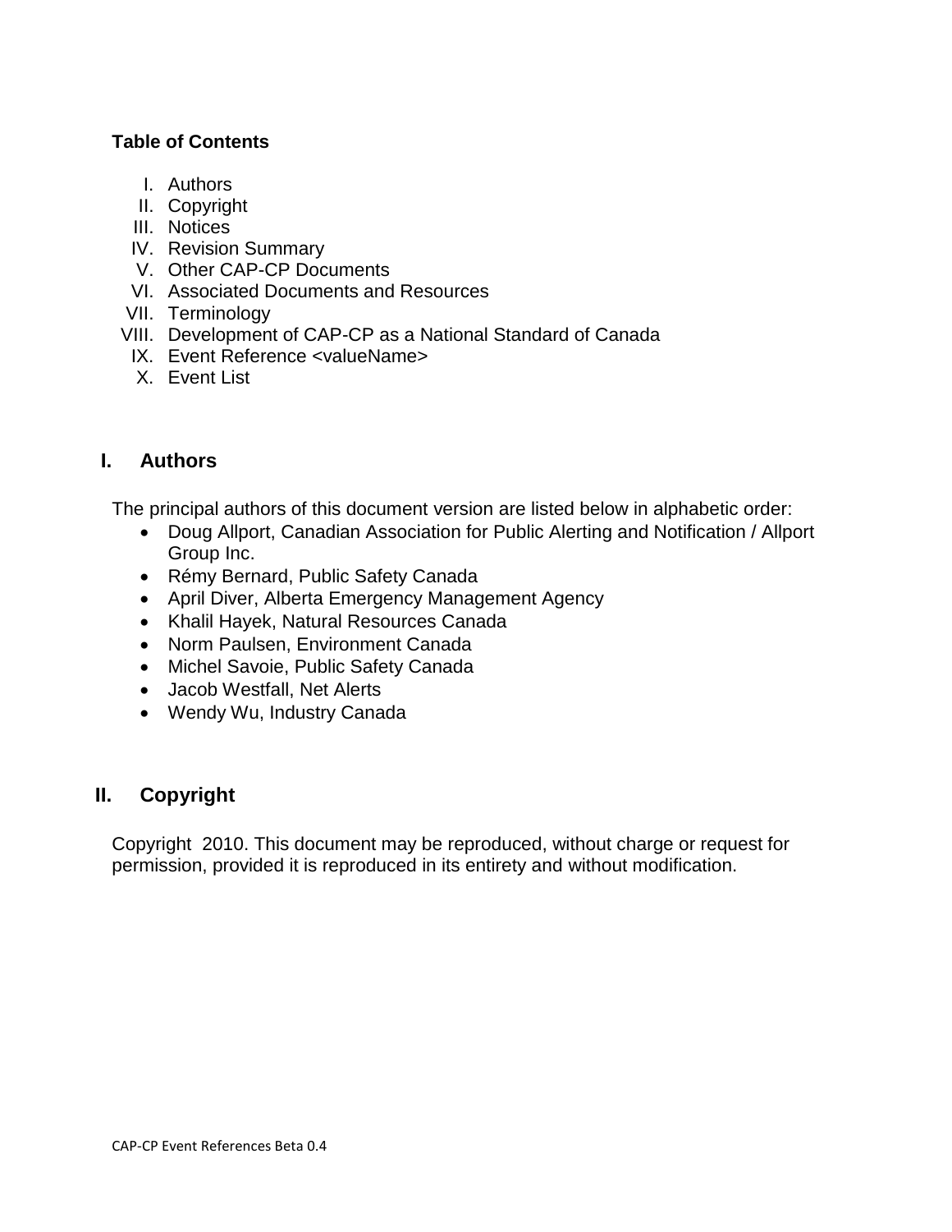**Table of Contents**

I. Authors
II. Copyright
III. Notices
IV. Revision Summary
V. Other CAP-CP Documents
VI. Associated Documents and Resources
VII. Terminology
VIII. Development of CAP-CP as a National Standard of Canada
IX. Event Reference <valueName>
X. Event List

## I. Authors

The principal authors of this document version are listed below in alphabetic order:

- Doug Allport, Canadian Association for Public Alerting and Notification / Allport Group Inc.
- Rémy Bernard, Public Safety Canada
- April Diver, Alberta Emergency Management Agency
- Khalil Hayek, Natural Resources Canada
- Norm Paulsen, Environment Canada
- Michel Savoie, Public Safety Canada
- Jacob Westfall, Net Alerts
- Wendy Wu, Industry Canada

## II. Copyright

Copyright 2010. This document may be reproduced, without charge or request for permission, provided it is reproduced in its entirety and without modification.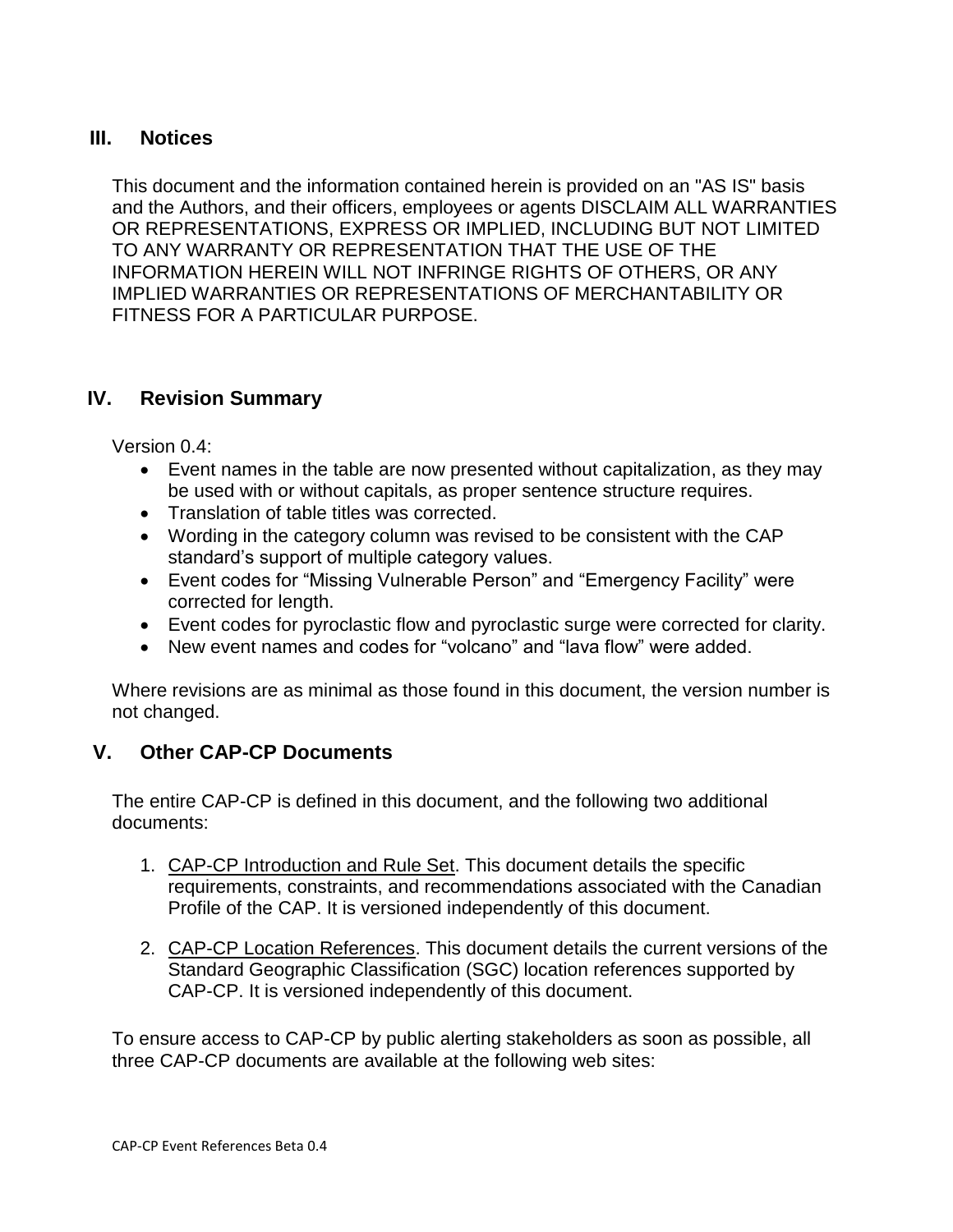## III. Notices

This document and the information contained herein is provided on an "AS IS" basis and the Authors, and their officers, employees or agents DISCLAIM ALL WARRANTIES OR REPRESENTATIONS, EXPRESS OR IMPLIED, INCLUDING BUT NOT LIMITED TO ANY WARRANTY OR REPRESENTATION THAT THE USE OF THE INFORMATION HEREIN WILL NOT INFRINGE RIGHTS OF OTHERS, OR ANY IMPLIED WARRANTIES OR REPRESENTATIONS OF MERCHANTABILITY OR FITNESS FOR A PARTICULAR PURPOSE.

## IV. Revision Summary

Version 0.4:

- Event names in the table are now presented without capitalization, as they may be used with or without capitals, as proper sentence structure requires.
- Translation of table titles was corrected.
- Wording in the category column was revised to be consistent with the CAP standard's support of multiple category values.
- Event codes for "Missing Vulnerable Person" and "Emergency Facility" were corrected for length.
- Event codes for pyroclastic flow and pyroclastic surge were corrected for clarity.
- New event names and codes for "volcano" and "lava flow" were added.

Where revisions are as minimal as those found in this document, the version number is not changed.

## V. Other CAP-CP Documents

The entire CAP-CP is defined in this document, and the following two additional documents:

1. CAP-CP Introduction and Rule Set. This document details the specific requirements, constraints, and recommendations associated with the Canadian Profile of the CAP. It is versioned independently of this document.

2. CAP-CP Location References. This document details the current versions of the Standard Geographic Classification (SGC) location references supported by CAP-CP. It is versioned independently of this document.

To ensure access to CAP-CP by public alerting stakeholders as soon as possible, all three CAP-CP documents are available at the following web sites: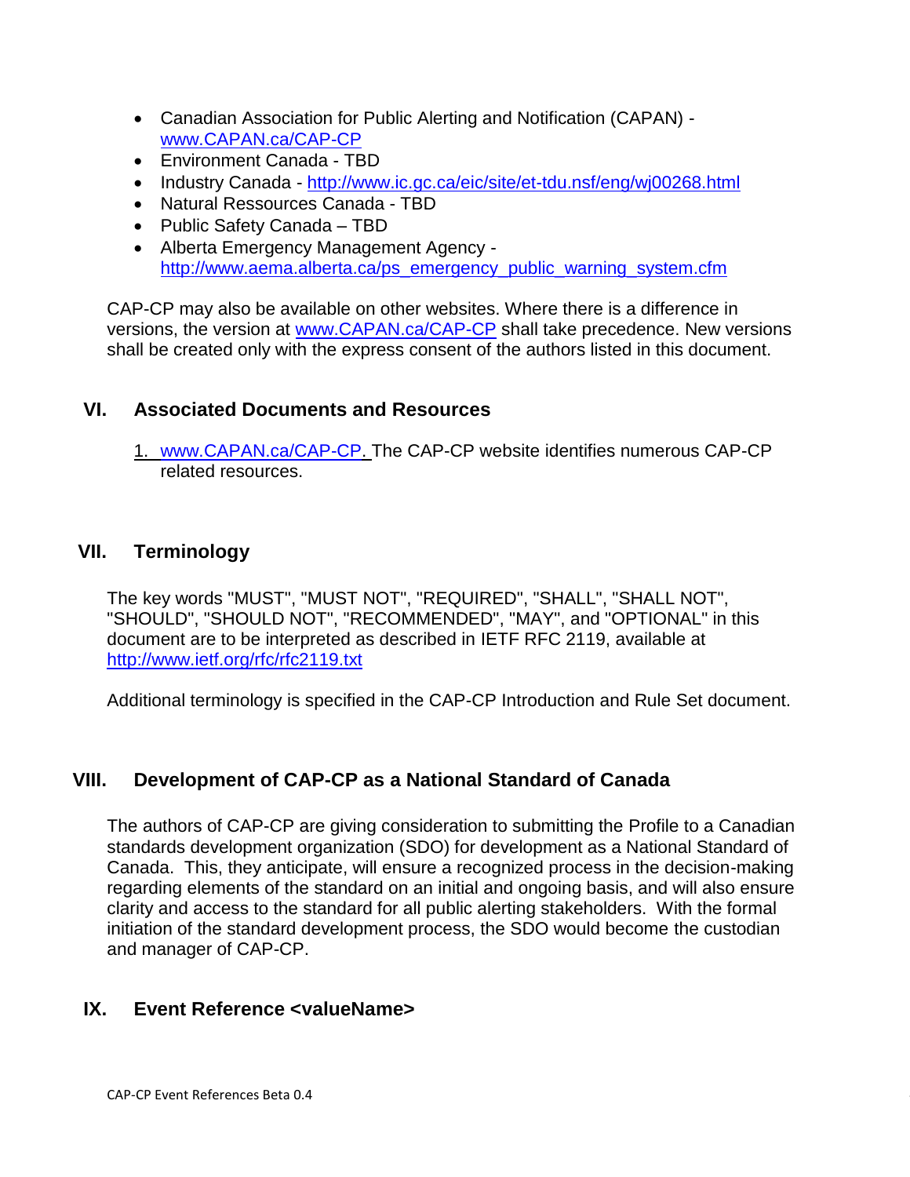- Canadian Association for Public Alerting and Notification (CAPAN) - www.CAPAN.ca/CAP-CP
- Environment Canada - TBD
- Industry Canada - http://www.ic.gc.ca/eic/site/et-tdu.nsf/eng/wj00268.html
- Natural Ressources Canada - TBD
- Public Safety Canada – TBD
- Alberta Emergency Management Agency - http://www.aema.alberta.ca/ps_emergency_public_warning_system.cfm

CAP-CP may also be available on other websites. Where there is a difference in versions, the version at www.CAPAN.ca/CAP-CP shall take precedence. New versions shall be created only with the express consent of the authors listed in this document.

## VI. Associated Documents and Resources

1. www.CAPAN.ca/CAP-CP. The CAP-CP website identifies numerous CAP-CP related resources.

## VII. Terminology

The key words "MUST", "MUST NOT", "REQUIRED", "SHALL", "SHALL NOT", "SHOULD", "SHOULD NOT", "RECOMMENDED", "MAY", and "OPTIONAL" in this document are to be interpreted as described in IETF RFC 2119, available at http://www.ietf.org/rfc/rfc2119.txt

Additional terminology is specified in the CAP-CP Introduction and Rule Set document.

## VIII. Development of CAP-CP as a National Standard of Canada

The authors of CAP-CP are giving consideration to submitting the Profile to a Canadian standards development organization (SDO) for development as a National Standard of Canada. This, they anticipate, will ensure a recognized process in the decision-making regarding elements of the standard on an initial and ongoing basis, and will also ensure clarity and access to the standard for all public alerting stakeholders. With the formal initiation of the standard development process, the SDO would become the custodian and manager of CAP-CP.

## IX. Event Reference <valueName>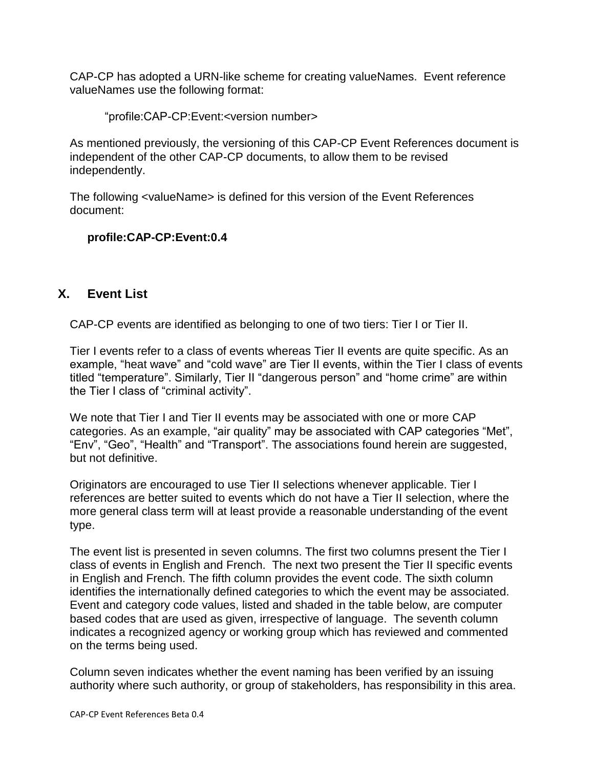CAP-CP has adopted a URN-like scheme for creating valueNames. Event reference valueNames use the following format:

“profile:CAP-CP:Event:<version number>

As mentioned previously, the versioning of this CAP-CP Event References document is independent of the other CAP-CP documents, to allow them to be revised independently.

The following <valueName> is defined for this version of the Event References document:

**profile:CAP-CP:Event:0.4**

## X. Event List

CAP-CP events are identified as belonging to one of two tiers: Tier I or Tier II.

Tier I events refer to a class of events whereas Tier II events are quite specific. As an example, “heat wave” and “cold wave” are Tier II events, within the Tier I class of events titled “temperature”. Similarly, Tier II “dangerous person” and “home crime” are within the Tier I class of “criminal activity”.

We note that Tier I and Tier II events may be associated with one or more CAP categories. As an example, “air quality” may be associated with CAP categories “Met”, “Env”, “Geo”, “Health” and “Transport”. The associations found herein are suggested, but not definitive.

Originators are encouraged to use Tier II selections whenever applicable. Tier I references are better suited to events which do not have a Tier II selection, where the more general class term will at least provide a reasonable understanding of the event type.

The event list is presented in seven columns. The first two columns present the Tier I class of events in English and French. The next two present the Tier II specific events in English and French. The fifth column provides the event code. The sixth column identifies the internationally defined categories to which the event may be associated. Event and category code values, listed and shaded in the table below, are computer based codes that are used as given, irrespective of language. The seventh column indicates a recognized agency or working group which has reviewed and commented on the terms being used.

Column seven indicates whether the event naming has been verified by an issuing authority where such authority, or group of stakeholders, has responsibility in this area.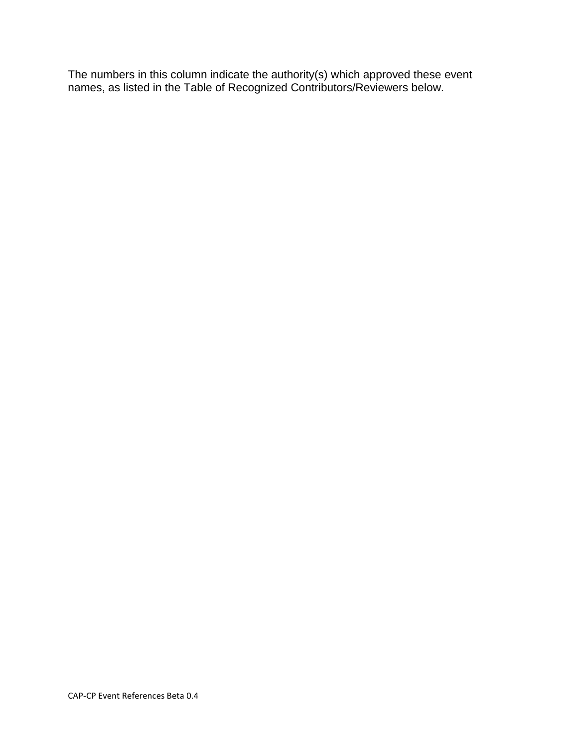The numbers in this column indicate the authority(s) which approved these event names, as listed in the Table of Recognized Contributors/Reviewers below.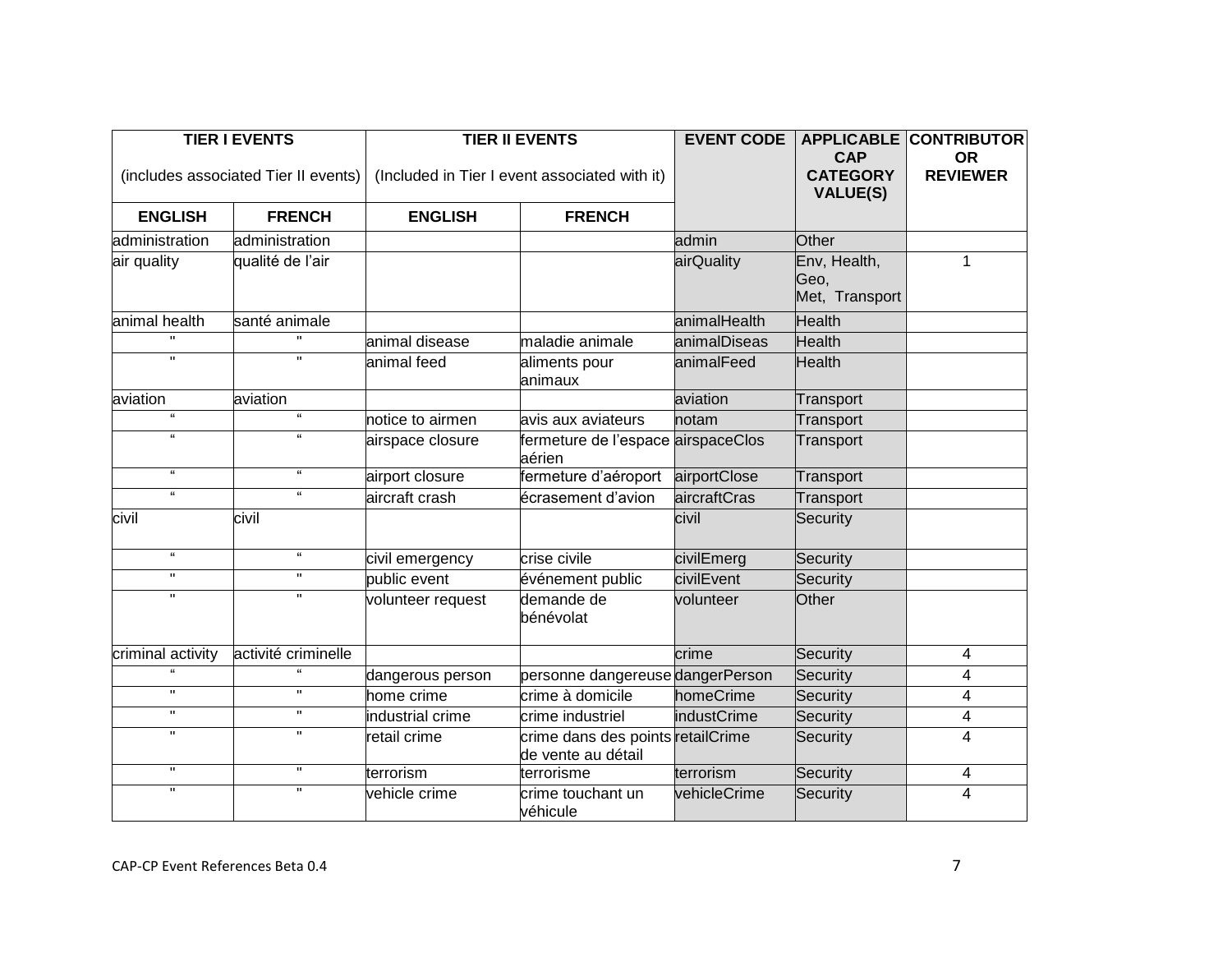| TIER I EVENTS (includes associated Tier II events) | | TIER II EVENTS (Included in Tier I event associated with it) | | EVENT CODE | APPLICABLE CAP CATEGORY VALUE(S) | CONTRIBUTOR OR REVIEWER |
|---|---|---|---|---|---|---|
| ENGLISH | FRENCH | ENGLISH | FRENCH | | | |
| administration | administration | | | admin | Other | |
| air quality | qualité de l'air | | | airQuality | Env, Health, Geo, Met, Transport | 1 |
| animal health | santé animale | | | animalHealth | Health | |
| " | " | animal disease | maladie animale | animalDiseas | Health | |
| " | " | animal feed | aliments pour animaux | animalFeed | Health | |
| aviation | aviation | | | aviation | Transport | |
| " | " | notice to airmen | avis aux aviateurs | notam | Transport | |
| " | " | airspace closure | fermeture de l'espace aérien | airspaceClos | Transport | |
| " | " | airport closure | fermeture d'aéroport | airportClose | Transport | |
| " | " | aircraft crash | écrasement d'avion | aircraftCras | Transport | |
| civil | civil | | | civil | Security | |
| " | " | civil emergency | crise civile | civilEmerg | Security | |
| " | " | public event | événement public | civilEvent | Security | |
| " | " | volunteer request | demande de bénévolat | volunteer | Other | |
| criminal activity | activité criminelle | | | crime | Security | 4 |
| " | " | dangerous person | personne dangereuse | dangerPerson | Security | 4 |
| " | " | home crime | crime à domicile | homeCrime | Security | 4 |
| " | " | industrial crime | crime industriel | industCrime | Security | 4 |
| " | " | retail crime | crime dans des points de vente au détail | retailCrime | Security | 4 |
| " | " | terrorism | terrorisme | terrorism | Security | 4 |
| " | " | vehicle crime | crime touchant un véhicule | vehicleCrime | Security | 4 |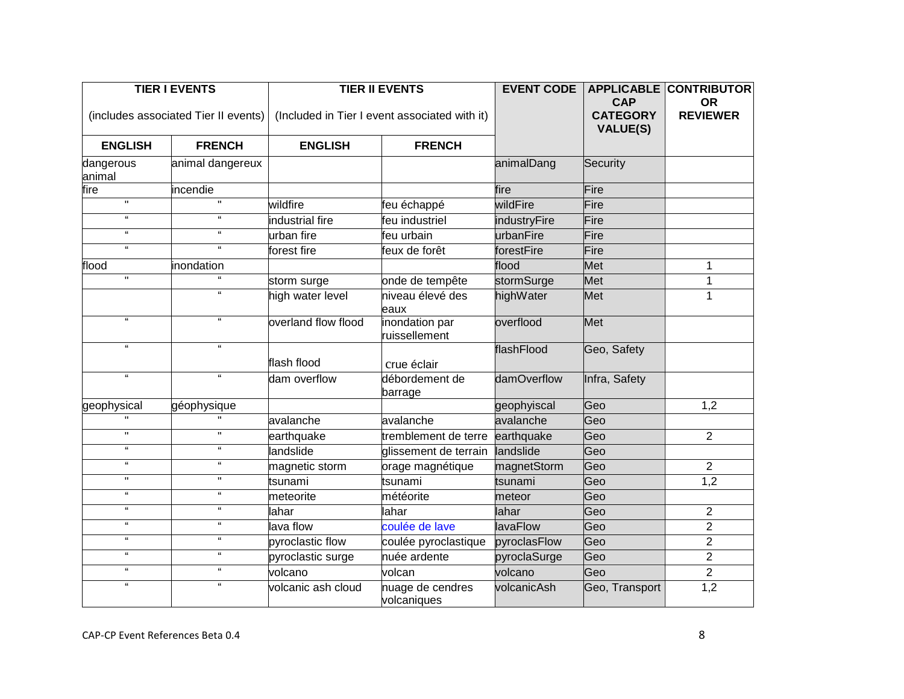| TIER I EVENTS (includes associated Tier II events) | | TIER II EVENTS (Included in Tier I event associated with it) | | EVENT CODE | APPLICABLE CAP CATEGORY VALUE(S) | CONTRIBUTOR OR REVIEWER |
|---|---|---|---|---|---|---|
| ENGLISH | FRENCH | ENGLISH | FRENCH | | | |
| dangerous animal | animal dangereux | | | animalDang | Security | |
| fire | incendie | | | fire | Fire | |
| " | " | wildfire | feu échappé | wildFire | Fire | |
| " | " | industrial fire | feu industriel | industryFire | Fire | |
| " | " | urban fire | feu urbain | urbanFire | Fire | |
| " | " | forest fire | feux de forêt | forestFire | Fire | |
| flood | inondation | | | flood | Met | 1 |
| " | " | storm surge | onde de tempête | stormSurge | Met | 1 |
| | " | high water level | niveau élevé des eaux | highWater | Met | 1 |
| " | " | overland flow flood | inondation par ruissellement | overflood | Met | |
| " | " | flash flood | crue éclair | flashFlood | Geo, Safety | |
| " | " | dam overflow | débordement de barrage | damOverflow | Infra, Safety | |
| geophysical | géophysique | | | geophyiscal | Geo | 1,2 |
| " | " | avalanche | avalanche | avalanche | Geo | |
| " | " | earthquake | tremblement de terre | earthquake | Geo | 2 |
| " | " | landslide | glissement de terrain | landslide | Geo | |
| " | " | magnetic storm | orage magnétique | magnetStorm | Geo | 2 |
| " | " | tsunami | tsunami | tsunami | Geo | 1,2 |
| " | " | meteorite | météorite | meteor | Geo | |
| " | " | lahar | lahar | lahar | Geo | 2 |
| " | " | lava flow | coulée de lave | lavaFlow | Geo | 2 |
| " | " | pyroclastic flow | coulée pyroclastique | pyroclasFlow | Geo | 2 |
| " | " | pyroclastic surge | nuée ardente | pyroclaSurge | Geo | 2 |
| " | " | volcano | volcan | volcano | Geo | 2 |
| " | " | volcanic ash cloud | nuage de cendres volcaniques | volcanicAsh | Geo, Transport | 1,2 |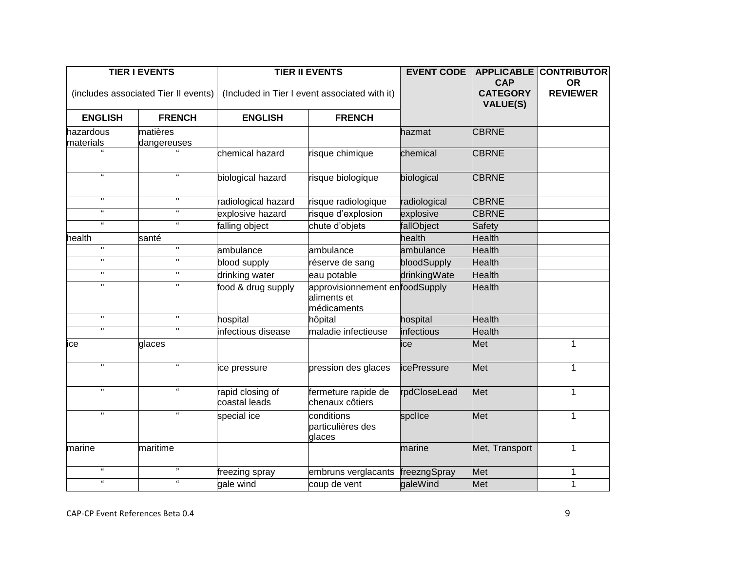| TIER I EVENTS (includes associated Tier II events) | | TIER II EVENTS (Included in Tier I event associated with it) | | EVENT CODE | APPLICABLE CAP CATEGORY VALUE(S) | CONTRIBUTOR OR REVIEWER |
|---|---|---|---|---|---|---|
| ENGLISH | FRENCH | ENGLISH | FRENCH | | | |
| hazardous materials | matières dangereuses | | | hazmat | CBRNE | |
| " | " | chemical hazard | risque chimique | chemical | CBRNE | |
| " | " | biological hazard | risque biologique | biological | CBRNE | |
| " | " | radiological hazard | risque radiologique | radiological | CBRNE | |
| " | " | explosive hazard | risque d'explosion | explosive | CBRNE | |
| " | " | falling object | chute d'objets | fallObject | Safety | |
| health | santé | | | health | Health | |
| " | " | ambulance | ambulance | ambulance | Health | |
| " | " | blood supply | réserve de sang | bloodSupply | Health | |
| " | " | drinking water | eau potable | drinkingWate | Health | |
| " | " | food & drug supply | approvisionnement en aliments et médicaments | foodSupply | Health | |
| " | " | hospital | hôpital | hospital | Health | |
| " | " | infectious disease | maladie infectieuse | infectious | Health | |
| ice | glaces | | | ice | Met | 1 |
| " | " | ice pressure | pression des glaces | icePressure | Met | 1 |
| " | " | rapid closing of coastal leads | fermeture rapide de chenaux côtiers | rpdCloseLead | Met | 1 |
| " | " | special ice | conditions particulières des glaces | spclIce | Met | 1 |
| marine | maritime | | | marine | Met, Transport | 1 |
| " | " | freezing spray | embruns verglacants | freezngSpray | Met | 1 |
| " | " | gale wind | coup de vent | galeWind | Met | 1 |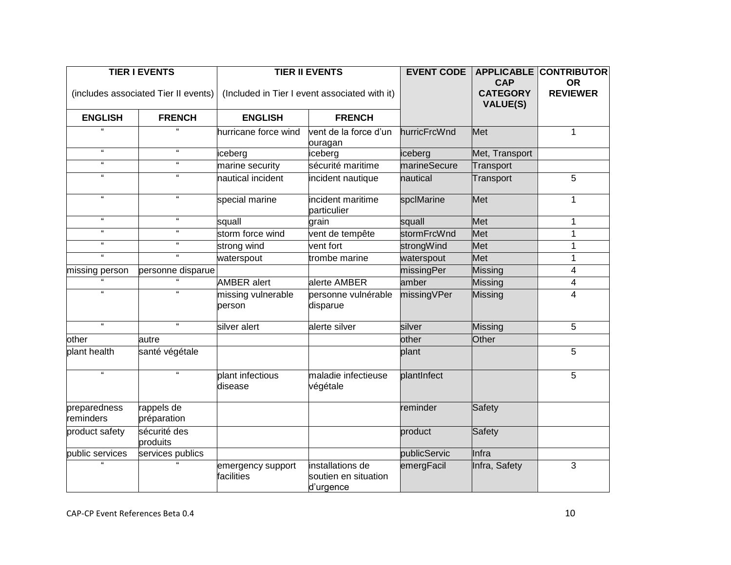| TIER I EVENTS (includes associated Tier II events) | | TIER II EVENTS (Included in Tier I event associated with it) | | EVENT CODE | APPLICABLE CAP CATEGORY VALUE(S) | CONTRIBUTOR OR REVIEWER |
|---|---|---|---|---|---|---|
| ENGLISH | FRENCH | ENGLISH | FRENCH | | | |
| “ | “ | hurricane force wind | vent de la force d’un ouragan | hurricFrcWnd | Met | 1 |
| “ | “ | iceberg | iceberg | iceberg | Met, Transport | |
| “ | “ | marine security | sécurité maritime | marineSecure | Transport | |
| “ | “ | nautical incident | incident nautique | nautical | Transport | 5 |
| “ | “ | special marine | incident maritime particulier | spclMarine | Met | 1 |
| “ | “ | squall | grain | squall | Met | 1 |
| “ | “ | storm force wind | vent de tempête | stormFrcWnd | Met | 1 |
| “ | “ | strong wind | vent fort | strongWind | Met | 1 |
| “ | “ | waterspout | trombe marine | waterspout | Met | 1 |
| missing person | personne disparue | | | missingPer | Missing | 4 |
| “ | “ | AMBER alert | alerte AMBER | amber | Missing | 4 |
| “ | “ | missing vulnerable person | personne vulnérable disparue | missingVPer | Missing | 4 |
| “ | “ | silver alert | alerte silver | silver | Missing | 5 |
| other | autre | | | other | Other | |
| plant health | santé végétale | | | plant | | 5 |
| “ | “ | plant infectious disease | maladie infectieuse végétale | plantInfect | | 5 |
| preparedness reminders | rappels de préparation | | | reminder | Safety | |
| product safety | sécurité des produits | | | product | Safety | |
| public services | services publics | | | publicServic | Infra | |
| “ | “ | emergency support facilities | installations de soutien en situation d’urgence | emergFacil | Infra, Safety | 3 |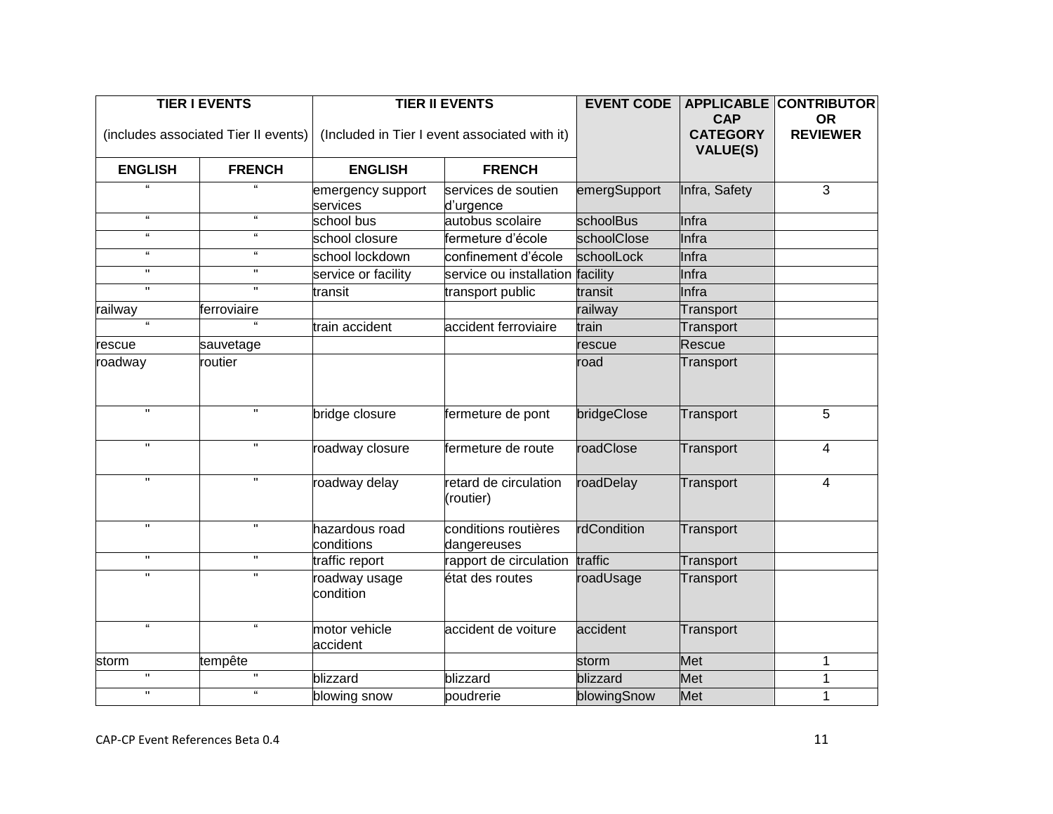| TIER I EVENTS (includes associated Tier II events) | | TIER II EVENTS (Included in Tier I event associated with it) | | EVENT CODE | APPLICABLE CAP CATEGORY VALUE(S) | CONTRIBUTOR OR REVIEWER |
|---|---|---|---|---|---|---|
| ENGLISH | FRENCH | ENGLISH | FRENCH | | | |
| “ | “ | emergency support services | services de soutien d’urgence | emergSupport | Infra, Safety | 3 |
| “ | “ | school bus | autobus scolaire | schoolBus | Infra | |
| “ | “ | school closure | fermeture d’école | schoolClose | Infra | |
| “ | “ | school lockdown | confinement d’école | schoolLock | Infra | |
| " | " | service or facility | service ou installation | facility | Infra | |
| " | " | transit | transport public | transit | Infra | |
| railway | ferroviaire | | | railway | Transport | |
| “ | “ | train accident | accident ferroviaire | train | Transport | |
| rescue | sauvetage | | | rescue | Rescue | |
| roadway | routier | | | road | Transport | |
| " | " | bridge closure | fermeture de pont | bridgeClose | Transport | 5 |
| " | " | roadway closure | fermeture de route | roadClose | Transport | 4 |
| " | " | roadway delay | retard de circulation (routier) | roadDelay | Transport | 4 |
| " | " | hazardous road conditions | conditions routières dangereuses | rdCondition | Transport | |
| " | " | traffic report | rapport de circulation | traffic | Transport | |
| " | " | roadway usage condition | état des routes | roadUsage | Transport | |
| “ | “ | motor vehicle accident | accident de voiture | accident | Transport | |
| storm | tempête | | | storm | Met | 1 |
| " | " | blizzard | blizzard | blizzard | Met | 1 |
| " | “ | blowing snow | poudrerie | blowingSnow | Met | 1 |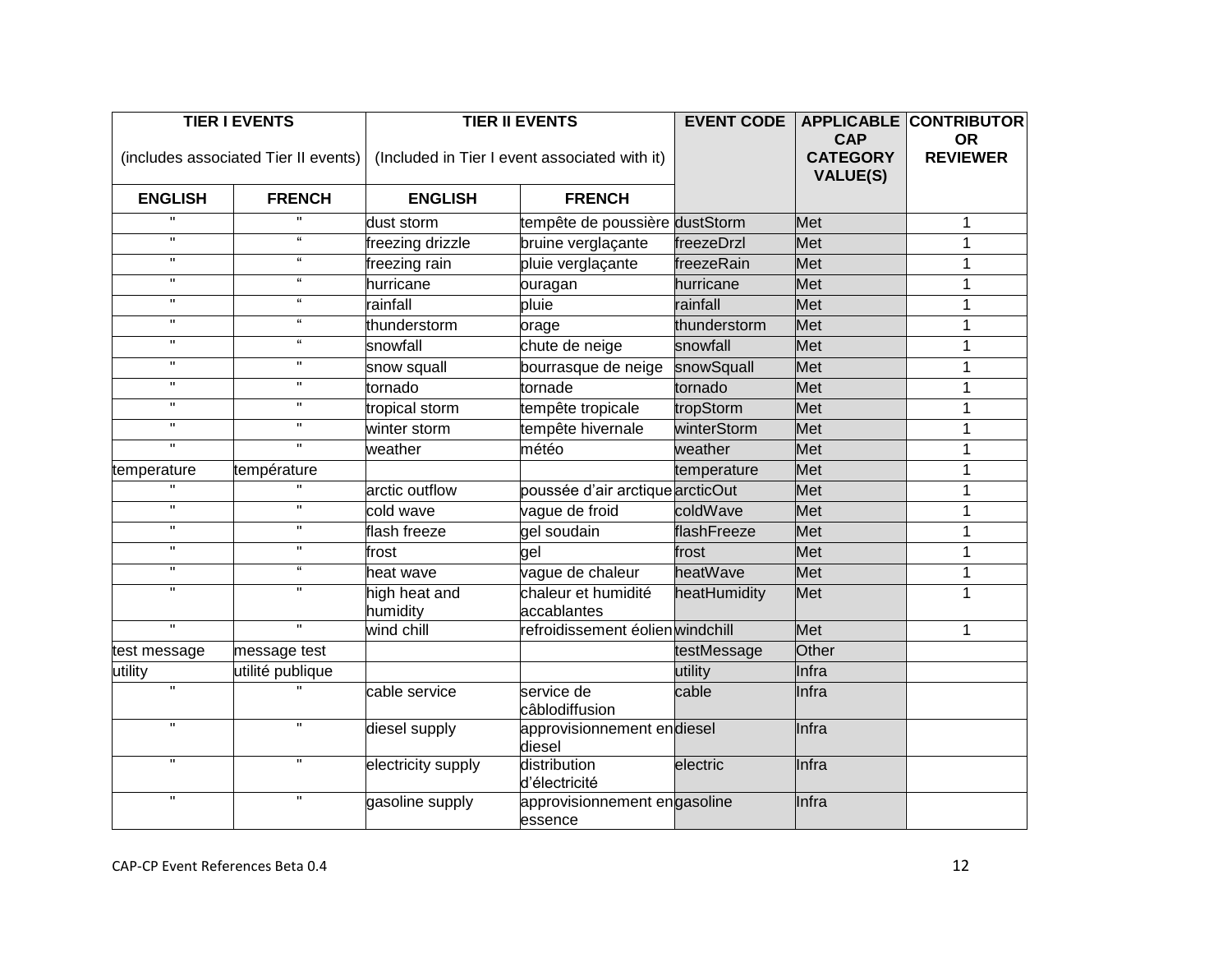| TIER I EVENTS (includes associated Tier II events) | | TIER II EVENTS (Included in Tier I event associated with it) | | EVENT CODE | APPLICABLE CAP CATEGORY VALUE(S) | CONTRIBUTOR OR REVIEWER |
|---|---|---|---|---|---|---|
| ENGLISH | FRENCH | ENGLISH | FRENCH | | | |
| " | " | dust storm | tempête de poussière | dustStorm | Met | 1 |
| " | “ | freezing drizzle | bruine verglaçante | freezeDrzl | Met | 1 |
| " | “ | freezing rain | pluie verglaçante | freezeRain | Met | 1 |
| " | “ | hurricane | ouragan | hurricane | Met | 1 |
| " | “ | rainfall | pluie | rainfall | Met | 1 |
| " | “ | thunderstorm | orage | thunderstorm | Met | 1 |
| " | “ | snowfall | chute de neige | snowfall | Met | 1 |
| " | " | snow squall | bourrasque de neige | snowSquall | Met | 1 |
| " | " | tornado | tornade | tornado | Met | 1 |
| " | " | tropical storm | tempête tropicale | tropStorm | Met | 1 |
| " | " | winter storm | tempête hivernale | winterStorm | Met | 1 |
| " | " | weather | météo | weather | Met | 1 |
| temperature | température | | | temperature | Met | 1 |
| " | " | arctic outflow | poussée d’air arctique | arcticOut | Met | 1 |
| " | " | cold wave | vague de froid | coldWave | Met | 1 |
| " | " | flash freeze | gel soudain | flashFreeze | Met | 1 |
| " | " | frost | gel | frost | Met | 1 |
| " | “ | heat wave | vague de chaleur | heatWave | Met | 1 |
| " | " | high heat and humidity | chaleur et humidité accablantes | heatHumidity | Met | 1 |
| " | " | wind chill | refroidissement éolien | windchill | Met | 1 |
| test message | message test | | | testMessage | Other | |
| utility | utilité publique | | | utility | Infra | |
| " | " | cable service | service de câblodiffusion | cable | Infra | |
| " | " | diesel supply | approvisionnement en diesel | diesel | Infra | |
| " | " | electricity supply | distribution d’électricité | electric | Infra | |
| " | " | gasoline supply | approvisionnement en essence | gasoline | Infra | |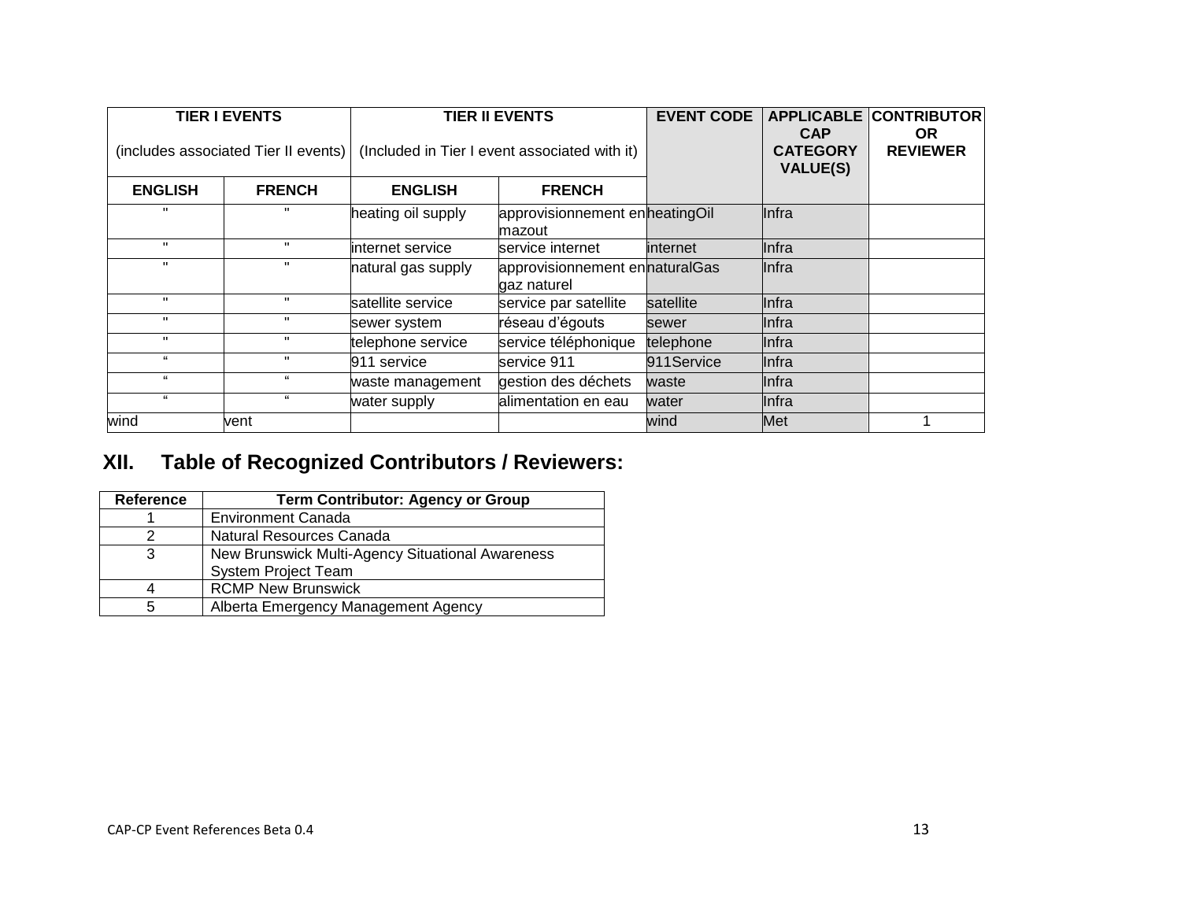| TIER I EVENTS (includes associated Tier II events) | | TIER II EVENTS (Included in Tier I event associated with it) | | EVENT CODE | APPLICABLE CAP CATEGORY VALUE(S) | CONTRIBUTOR OR REVIEWER |
|---|---|---|---|---|---|---|
| ENGLISH | FRENCH | ENGLISH | FRENCH | | | |
| " | " | heating oil supply | approvisionnement en mazout | heatingOil | Infra | |
| " | " | internet service | service internet | internet | Infra | |
| " | " | natural gas supply | approvisionnement en gaz naturel | naturalGas | Infra | |
| " | " | satellite service | service par satellite | satellite | Infra | |
| " | " | sewer system | réseau d'égouts | sewer | Infra | |
| " | " | telephone service | service téléphonique | telephone | Infra | |
| " | " | 911 service | service 911 | 911Service | Infra | |
| " | " | waste management | gestion des déchets | waste | Infra | |
| " | " | water supply | alimentation en eau | water | Infra | |
| wind | vent | | | wind | Met | 1 |

## XII. Table of Recognized Contributors / Reviewers:

| Reference | Term Contributor: Agency or Group |
|---|---|
| 1 | Environment Canada |
| 2 | Natural Resources Canada |
| 3 | New Brunswick Multi-Agency Situational Awareness System Project Team |
| 4 | RCMP New Brunswick |
| 5 | Alberta Emergency Management Agency |